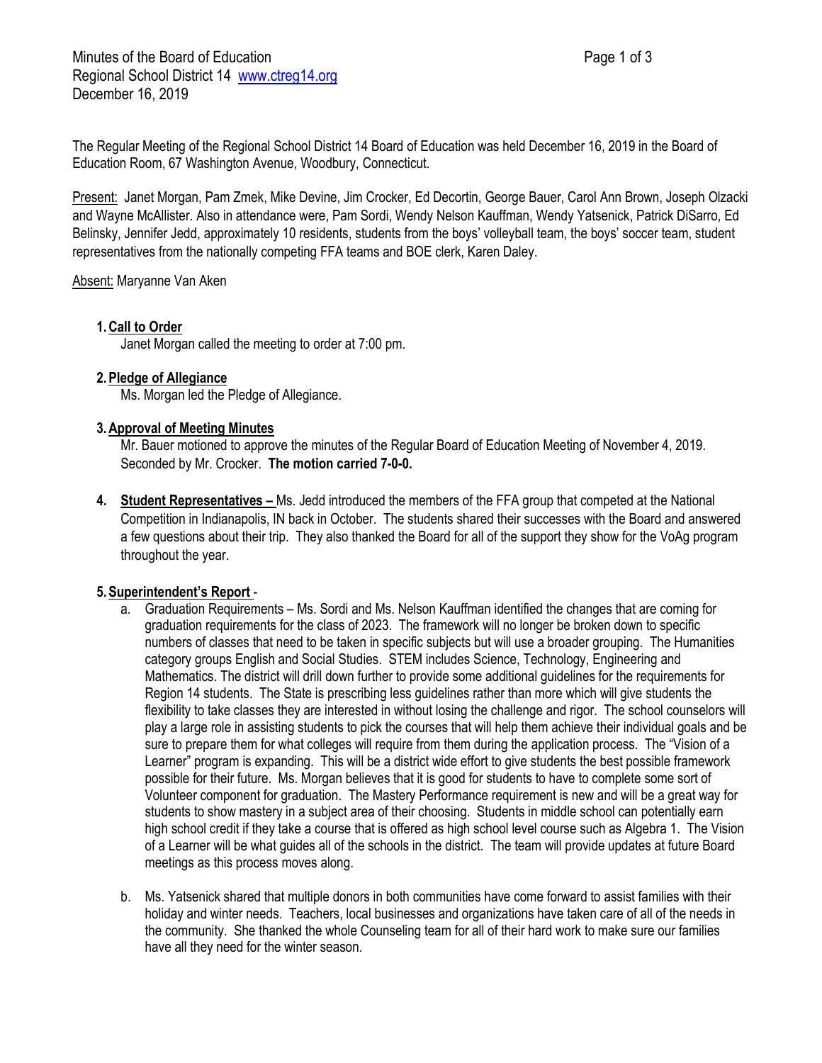Minutes of the Board of Education
Regional School District 14 www.ctreg14.org
December 16, 2019

The Regular Meeting of the Regional School District 14 Board of Education was held December 16, 2019 in the Board of Education Room, 67 Washington Avenue, Woodbury, Connecticut.

Present: Janet Morgan, Pam Zmek, Mike Devine, Jim Crocker, Ed Decortin, George Bauer, Carol Ann Brown, Joseph Olzacki and Wayne McAllister. Also in attendance were, Pam Sordi, Wendy Nelson Kauffman, Wendy Yatsenick, Patrick DiSarro, Ed Belinsky, Jennifer Jedd, approximately 10 residents, students from the boys' volleyball team, the boys' soccer team, student representatives from the nationally competing FFA teams and BOE clerk, Karen Daley.

Absent: Maryanne Van Aken

1. **Call to Order**
   Janet Morgan called the meeting to order at 7:00 pm.

2. **Pledge of Allegiance**
   Ms. Morgan led the Pledge of Allegiance.

3. **Approval of Meeting Minutes**
   Mr. Bauer motioned to approve the minutes of the Regular Board of Education Meeting of November 4, 2019. Seconded by Mr. Crocker. **The motion carried 7-0-0.**

4. **Student Representatives –** Ms. Jedd introduced the members of the FFA group that competed at the National Competition in Indianapolis, IN back in October. The students shared their successes with the Board and answered a few questions about their trip. They also thanked the Board for all of the support they show for the VoAg program throughout the year.

5. **Superintendent's Report** -
   a. Graduation Requirements – Ms. Sordi and Ms. Nelson Kauffman identified the changes that are coming for graduation requirements for the class of 2023. The framework will no longer be broken down to specific numbers of classes that need to be taken in specific subjects but will use a broader grouping. The Humanities category groups English and Social Studies. STEM includes Science, Technology, Engineering and Mathematics. The district will drill down further to provide some additional guidelines for the requirements for Region 14 students. The State is prescribing less guidelines rather than more which will give students the flexibility to take classes they are interested in without losing the challenge and rigor. The school counselors will play a large role in assisting students to pick the courses that will help them achieve their individual goals and be sure to prepare them for what colleges will require from them during the application process. The "Vision of a Learner" program is expanding. This will be a district wide effort to give students the best possible framework possible for their future. Ms. Morgan believes that it is good for students to have to complete some sort of Volunteer component for graduation. The Mastery Performance requirement is new and will be a great way for students to show mastery in a subject area of their choosing. Students in middle school can potentially earn high school credit if they take a course that is offered as high school level course such as Algebra 1. The Vision of a Learner will be what guides all of the schools in the district. The team will provide updates at future Board meetings as this process moves along.

   b. Ms. Yatsenick shared that multiple donors in both communities have come forward to assist families with their holiday and winter needs. Teachers, local businesses and organizations have taken care of all of the needs in the community. She thanked the whole Counseling team for all of their hard work to make sure our families have all they need for the winter season.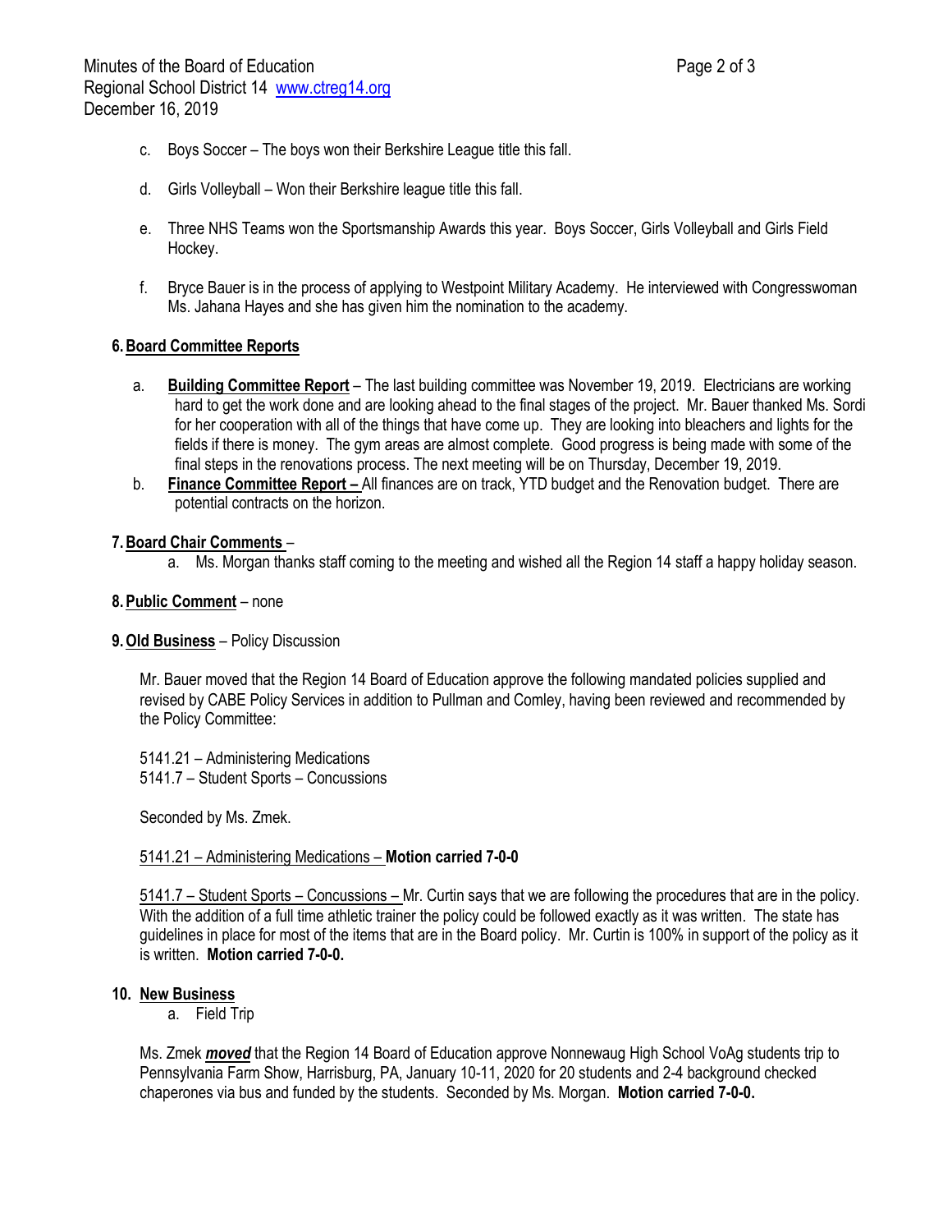c. Boys Soccer – The boys won their Berkshire League title this fall.

d. Girls Volleyball – Won their Berkshire league title this fall.

e. Three NHS Teams won the Sportsmanship Awards this year. Boys Soccer, Girls Volleyball and Girls Field Hockey.

f. Bryce Bauer is in the process of applying to Westpoint Military Academy. He interviewed with Congresswoman Ms. Jahana Hayes and she has given him the nomination to the academy.

**6. Board Committee Reports**

a. **Building Committee Report** – The last building committee was November 19, 2019. Electricians are working hard to get the work done and are looking ahead to the final stages of the project. Mr. Bauer thanked Ms. Sordi for her cooperation with all of the things that have come up. They are looking into bleachers and lights for the fields if there is money. The gym areas are almost complete. Good progress is being made with some of the final steps in the renovations process. The next meeting will be on Thursday, December 19, 2019.

b. **Finance Committee Report –** All finances are on track, YTD budget and the Renovation budget. There are potential contracts on the horizon.

**7. Board Chair Comments** –

a. Ms. Morgan thanks staff coming to the meeting and wished all the Region 14 staff a happy holiday season.

**8. Public Comment** – none

**9. Old Business** – Policy Discussion

Mr. Bauer moved that the Region 14 Board of Education approve the following mandated policies supplied and revised by CABE Policy Services in addition to Pullman and Comley, having been reviewed and recommended by the Policy Committee:

5141.21 – Administering Medications
5141.7 – Student Sports – Concussions

Seconded by Ms. Zmek.

5141.21 – Administering Medications – **Motion carried 7-0-0**

5141.7 – Student Sports – Concussions – Mr. Curtin says that we are following the procedures that are in the policy. With the addition of a full time athletic trainer the policy could be followed exactly as it was written. The state has guidelines in place for most of the items that are in the Board policy. Mr. Curtin is 100% in support of the policy as it is written. **Motion carried 7-0-0.**

**10. New Business**

a. Field Trip

Ms. Zmek ***moved*** that the Region 14 Board of Education approve Nonnewaug High School VoAg students trip to Pennsylvania Farm Show, Harrisburg, PA, January 10-11, 2020 for 20 students and 2-4 background checked chaperones via bus and funded by the students. Seconded by Ms. Morgan. **Motion carried 7-0-0.**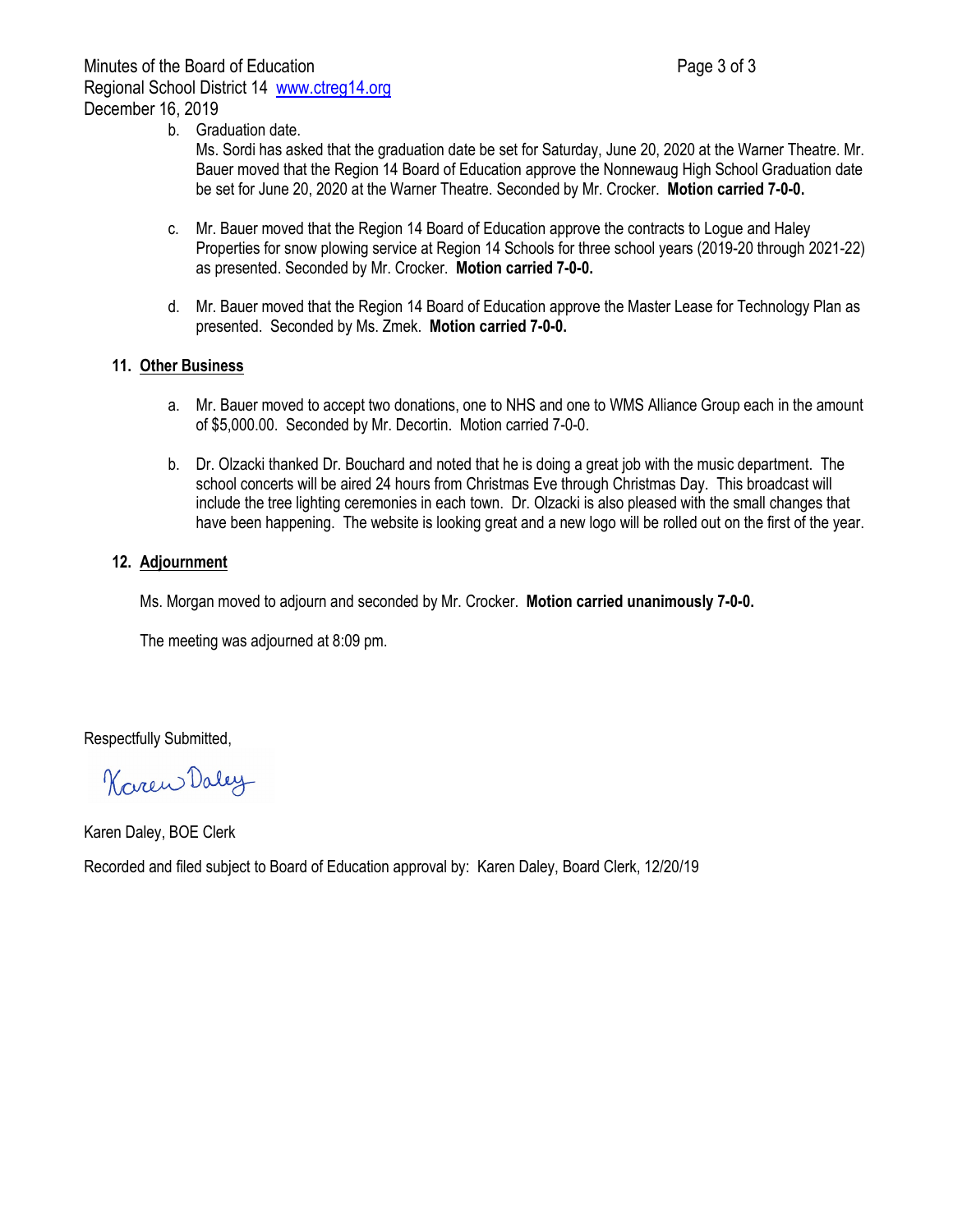b. Graduation date.
   Ms. Sordi has asked that the graduation date be set for Saturday, June 20, 2020 at the Warner Theatre. Mr. Bauer moved that the Region 14 Board of Education approve the Nonnewaug High School Graduation date be set for June 20, 2020 at the Warner Theatre. Seconded by Mr. Crocker. **Motion carried 7-0-0.**

c. Mr. Bauer moved that the Region 14 Board of Education approve the contracts to Logue and Haley Properties for snow plowing service at Region 14 Schools for three school years (2019-20 through 2021-22) as presented. Seconded by Mr. Crocker. **Motion carried 7-0-0.**

d. Mr. Bauer moved that the Region 14 Board of Education approve the Master Lease for Technology Plan as presented. Seconded by Ms. Zmek. **Motion carried 7-0-0.**

**11. Other Business**

a. Mr. Bauer moved to accept two donations, one to NHS and one to WMS Alliance Group each in the amount of $5,000.00. Seconded by Mr. Decortin. Motion carried 7-0-0.

b. Dr. Olzacki thanked Dr. Bouchard and noted that he is doing a great job with the music department. The school concerts will be aired 24 hours from Christmas Eve through Christmas Day. This broadcast will include the tree lighting ceremonies in each town. Dr. Olzacki is also pleased with the small changes that have been happening. The website is looking great and a new logo will be rolled out on the first of the year.

**12. Adjournment**

Ms. Morgan moved to adjourn and seconded by Mr. Crocker. **Motion carried unanimously 7-0-0.**

The meeting was adjourned at 8:09 pm.

Respectfully Submitted,

Karen Daley

Karen Daley, BOE Clerk

Recorded and filed subject to Board of Education approval by: Karen Daley, Board Clerk, 12/20/19